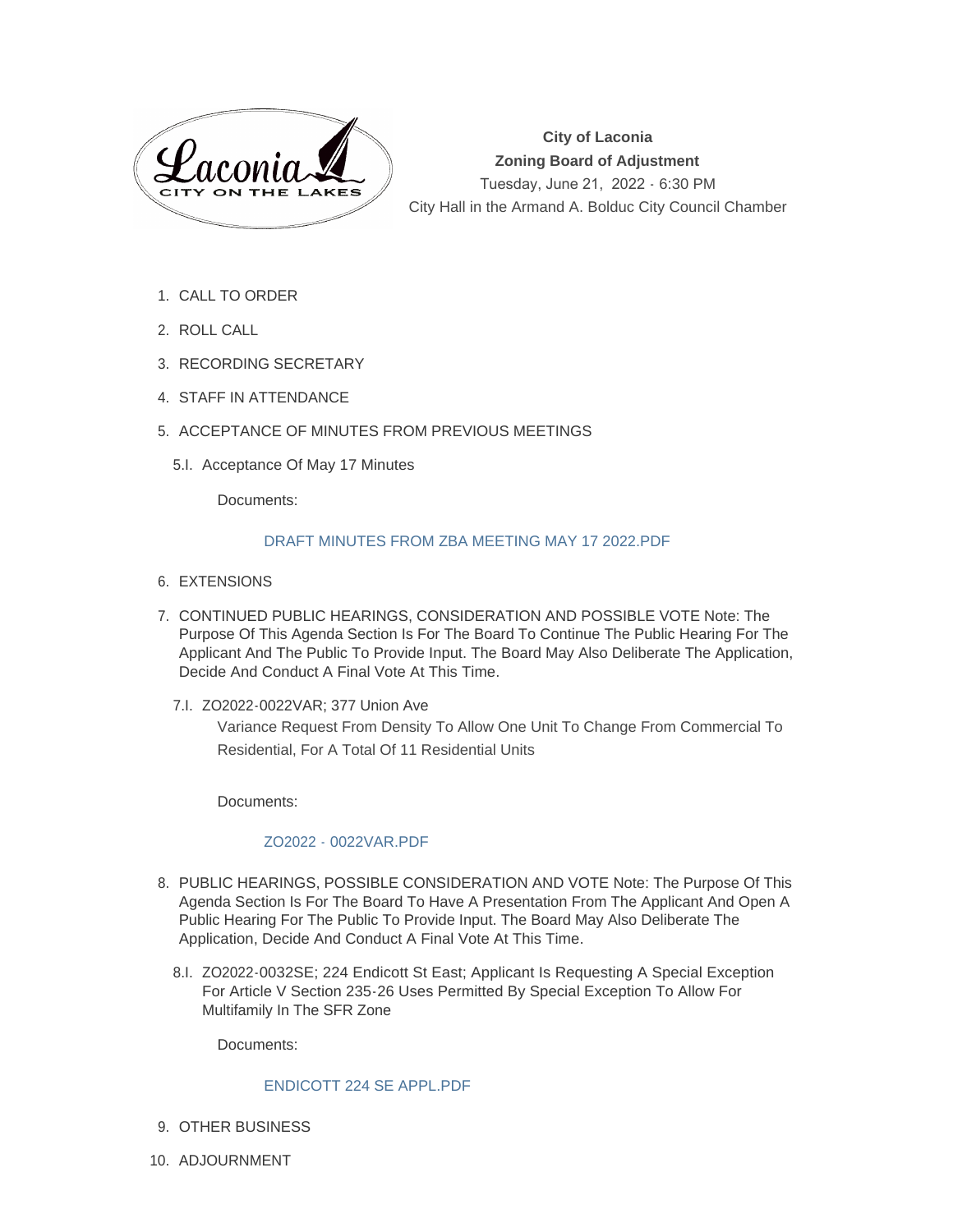**City of Laconia**
**Zoning Board of Adjustment**
Tuesday, June 21, 2022 - 6:30 PM
City Hall in the Armand A. Bolduc City Council Chamber

1. CALL TO ORDER
2. ROLL CALL
3. RECORDING SECRETARY
4. STAFF IN ATTENDANCE
5. ACCEPTANCE OF MINUTES FROM PREVIOUS MEETINGS

   5.I. Acceptance Of May 17 Minutes

   Documents:

   DRAFT MINUTES FROM ZBA MEETING MAY 17 2022.PDF

6. EXTENSIONS
7. CONTINUED PUBLIC HEARINGS, CONSIDERATION AND POSSIBLE VOTE Note: The Purpose Of This Agenda Section Is For The Board To Continue The Public Hearing For The Applicant And The Public To Provide Input. The Board May Also Deliberate The Application, Decide And Conduct A Final Vote At This Time.

   7.I. ZO2022-0022VAR; 377 Union Ave

   Variance Request From Density To Allow One Unit To Change From Commercial To Residential, For A Total Of 11 Residential Units

   Documents:

   ZO2022 - 0022VAR.PDF

8. PUBLIC HEARINGS, POSSIBLE CONSIDERATION AND VOTE Note: The Purpose Of This Agenda Section Is For The Board To Have A Presentation From The Applicant And Open A Public Hearing For The Public To Provide Input. The Board May Also Deliberate The Application, Decide And Conduct A Final Vote At This Time.

   8.I. ZO2022-0032SE; 224 Endicott St East; Applicant Is Requesting A Special Exception For Article V Section 235-26 Uses Permitted By Special Exception To Allow For Multifamily In The SFR Zone

   Documents:

   ENDICOTT 224 SE APPL.PDF

9. OTHER BUSINESS
10. ADJOURNMENT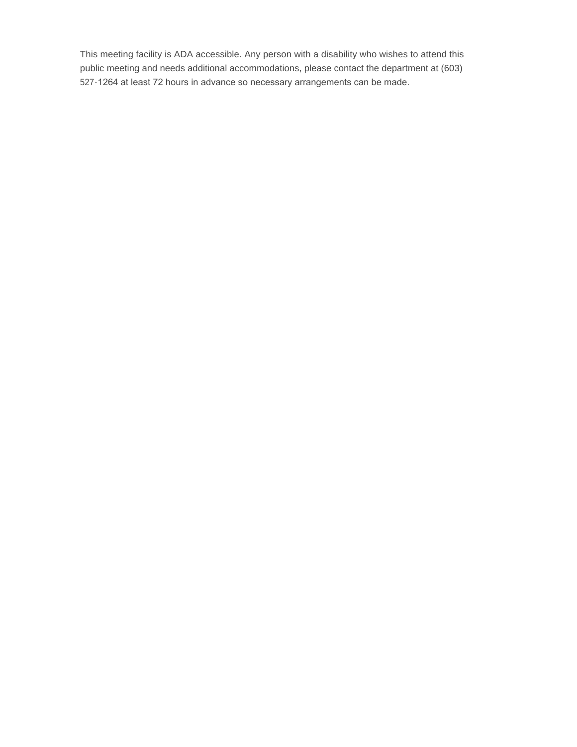This meeting facility is ADA accessible. Any person with a disability who wishes to attend this public meeting and needs additional accommodations, please contact the department at (603) 527-1264 at least 72 hours in advance so necessary arrangements can be made.